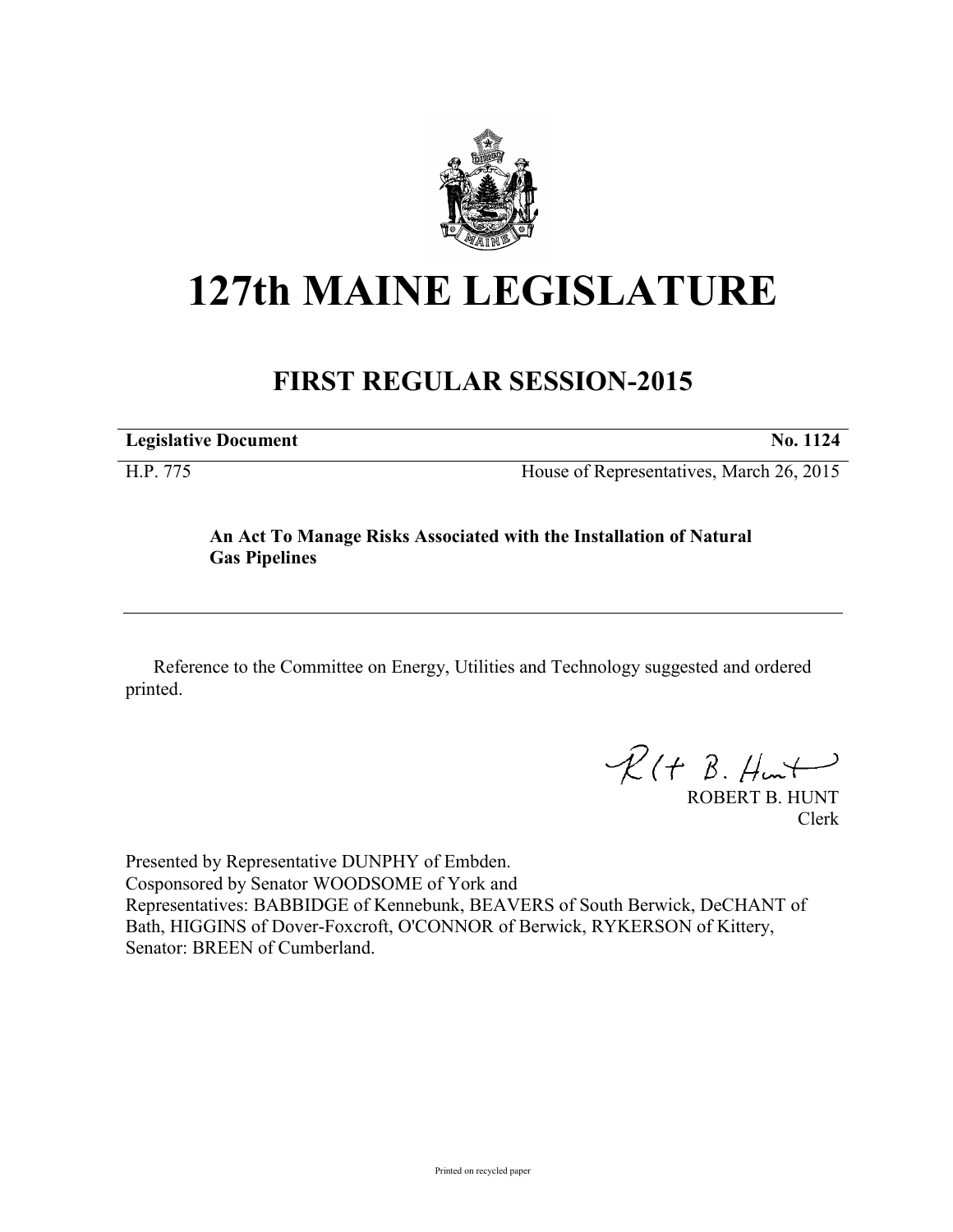# 127th MAINE LEGISLATURE

## FIRST REGULAR SESSION-2015

**Legislative Document** **No. 1124**

H.P. 775 House of Representatives, March 26, 2015

**An Act To Manage Risks Associated with the Installation of Natural Gas Pipelines**

---

Reference to the Committee on Energy, Utilities and Technology suggested and ordered printed.

ROBERT B. HUNT
Clerk

Presented by Representative DUNPHY of Embden.
Cosponsored by Senator WOODSOME of York and
Representatives: BABBIDGE of Kennebunk, BEAVERS of South Berwick, DeCHANT of Bath, HIGGINS of Dover-Foxcroft, O'CONNOR of Berwick, RYKERSON of Kittery, Senator: BREEN of Cumberland.

Printed on recycled paper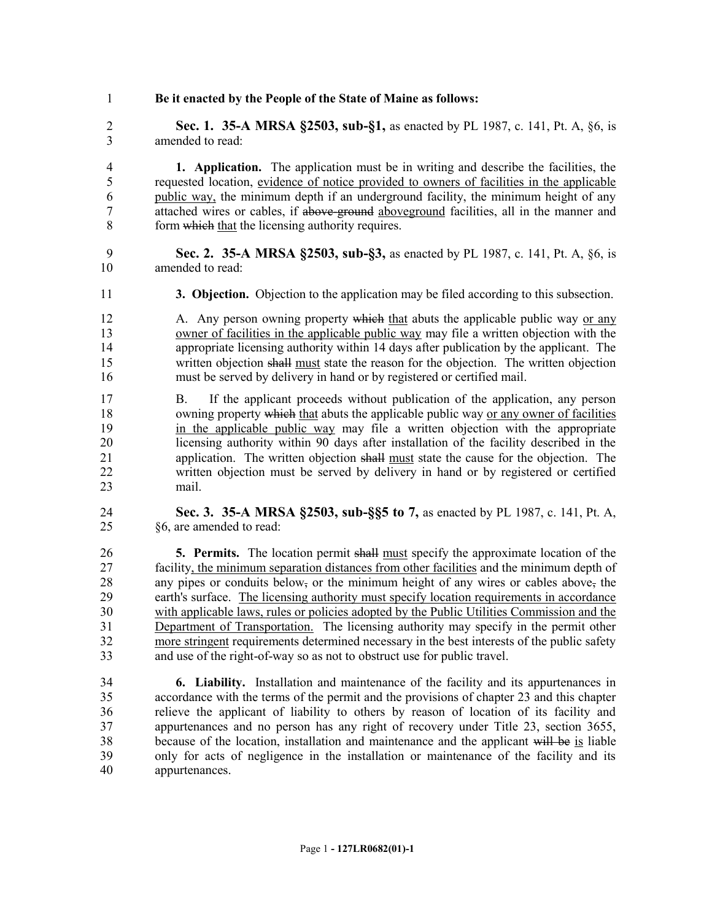**Be it enacted by the People of the State of Maine as follows:**

**Sec. 1. 35-A MRSA §2503, sub-§1,** as enacted by PL 1987, c. 141, Pt. A, §6, is amended to read:

**1. Application.** The application must be in writing and describe the facilities, the requested location, evidence of notice provided to owners of facilities in the applicable public way, the minimum depth if an underground facility, the minimum height of any attached wires or cables, if ~~above-ground~~ aboveground facilities, all in the manner and form ~~which~~ that the licensing authority requires.

**Sec. 2. 35-A MRSA §2503, sub-§3,** as enacted by PL 1987, c. 141, Pt. A, §6, is amended to read:

**3. Objection.** Objection to the application may be filed according to this subsection.

A. Any person owning property ~~which~~ that abuts the applicable public way or any owner of facilities in the applicable public way may file a written objection with the appropriate licensing authority within 14 days after publication by the applicant. The written objection ~~shall~~ must state the reason for the objection. The written objection must be served by delivery in hand or by registered or certified mail.

B. If the applicant proceeds without publication of the application, any person owning property ~~which~~ that abuts the applicable public way or any owner of facilities in the applicable public way may file a written objection with the appropriate licensing authority within 90 days after installation of the facility described in the application. The written objection ~~shall~~ must state the cause for the objection. The written objection must be served by delivery in hand or by registered or certified mail.

**Sec. 3. 35-A MRSA §2503, sub-§§5 to 7,** as enacted by PL 1987, c. 141, Pt. A, §6, are amended to read:

**5. Permits.** The location permit ~~shall~~ must specify the approximate location of the facility, the minimum separation distances from other facilities and the minimum depth of any pipes or conduits below~~,~~ or the minimum height of any wires or cables above~~,~~ the earth's surface. The licensing authority must specify location requirements in accordance with applicable laws, rules or policies adopted by the Public Utilities Commission and the Department of Transportation. The licensing authority may specify in the permit other more stringent requirements determined necessary in the best interests of the public safety and use of the right-of-way so as not to obstruct use for public travel.

**6. Liability.** Installation and maintenance of the facility and its appurtenances in accordance with the terms of the permit and the provisions of chapter 23 and this chapter relieve the applicant of liability to others by reason of location of its facility and appurtenances and no person has any right of recovery under Title 23, section 3655, because of the location, installation and maintenance and the applicant ~~will be~~ is liable only for acts of negligence in the installation or maintenance of the facility and its appurtenances.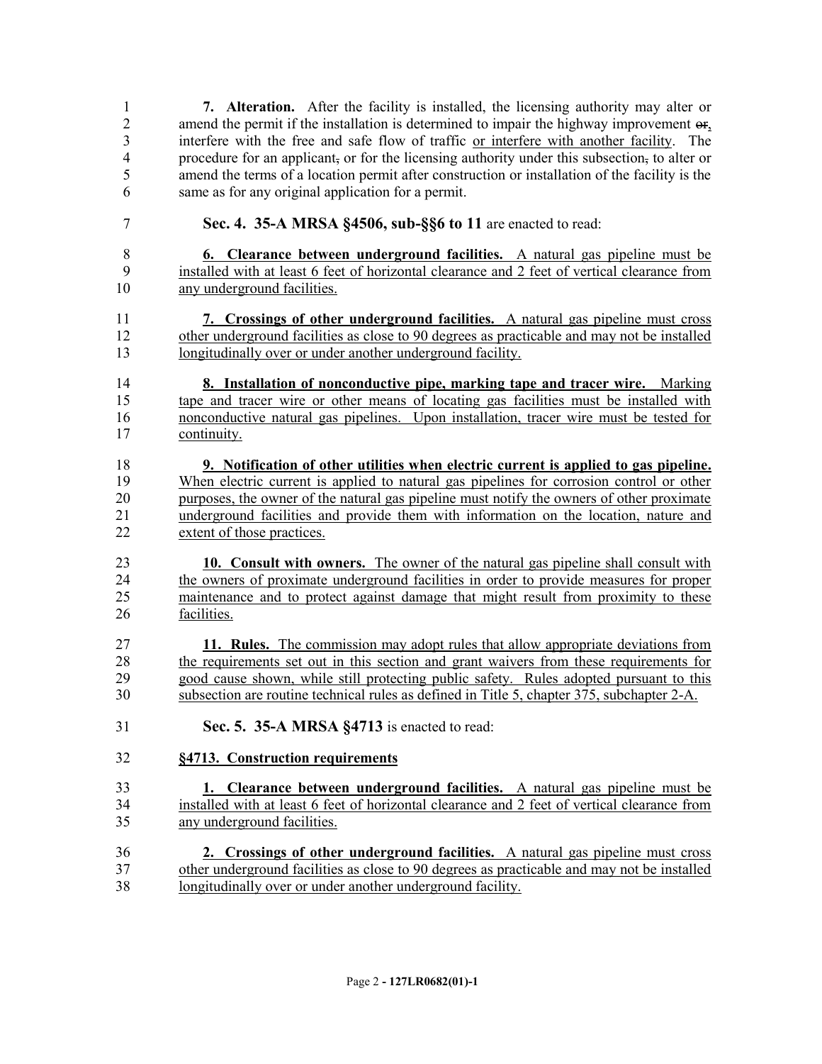**7. Alteration.** After the facility is installed, the licensing authority may alter or amend the permit if the installation is determined to impair the highway improvement ~~or~~, interfere with the free and safe flow of traffic or interfere with another facility. The procedure for an applicant~~,~~ or for the licensing authority under this subsection~~,~~ to alter or amend the terms of a location permit after construction or installation of the facility is the same as for any original application for a permit.

**Sec. 4. 35-A MRSA §4506, sub-§§6 to 11** are enacted to read:

**6. Clearance between underground facilities.** A natural gas pipeline must be installed with at least 6 feet of horizontal clearance and 2 feet of vertical clearance from any underground facilities.

**7. Crossings of other underground facilities.** A natural gas pipeline must cross other underground facilities as close to 90 degrees as practicable and may not be installed longitudinally over or under another underground facility.

**8. Installation of nonconductive pipe, marking tape and tracer wire.** Marking tape and tracer wire or other means of locating gas facilities must be installed with nonconductive natural gas pipelines. Upon installation, tracer wire must be tested for continuity.

**9. Notification of other utilities when electric current is applied to gas pipeline.** When electric current is applied to natural gas pipelines for corrosion control or other purposes, the owner of the natural gas pipeline must notify the owners of other proximate underground facilities and provide them with information on the location, nature and extent of those practices.

**10. Consult with owners.** The owner of the natural gas pipeline shall consult with the owners of proximate underground facilities in order to provide measures for proper maintenance and to protect against damage that might result from proximity to these facilities.

**11. Rules.** The commission may adopt rules that allow appropriate deviations from the requirements set out in this section and grant waivers from these requirements for good cause shown, while still protecting public safety. Rules adopted pursuant to this subsection are routine technical rules as defined in Title 5, chapter 375, subchapter 2-A.

**Sec. 5. 35-A MRSA §4713** is enacted to read:

**§4713. Construction requirements**

**1. Clearance between underground facilities.** A natural gas pipeline must be installed with at least 6 feet of horizontal clearance and 2 feet of vertical clearance from any underground facilities.

**2. Crossings of other underground facilities.** A natural gas pipeline must cross other underground facilities as close to 90 degrees as practicable and may not be installed longitudinally over or under another underground facility.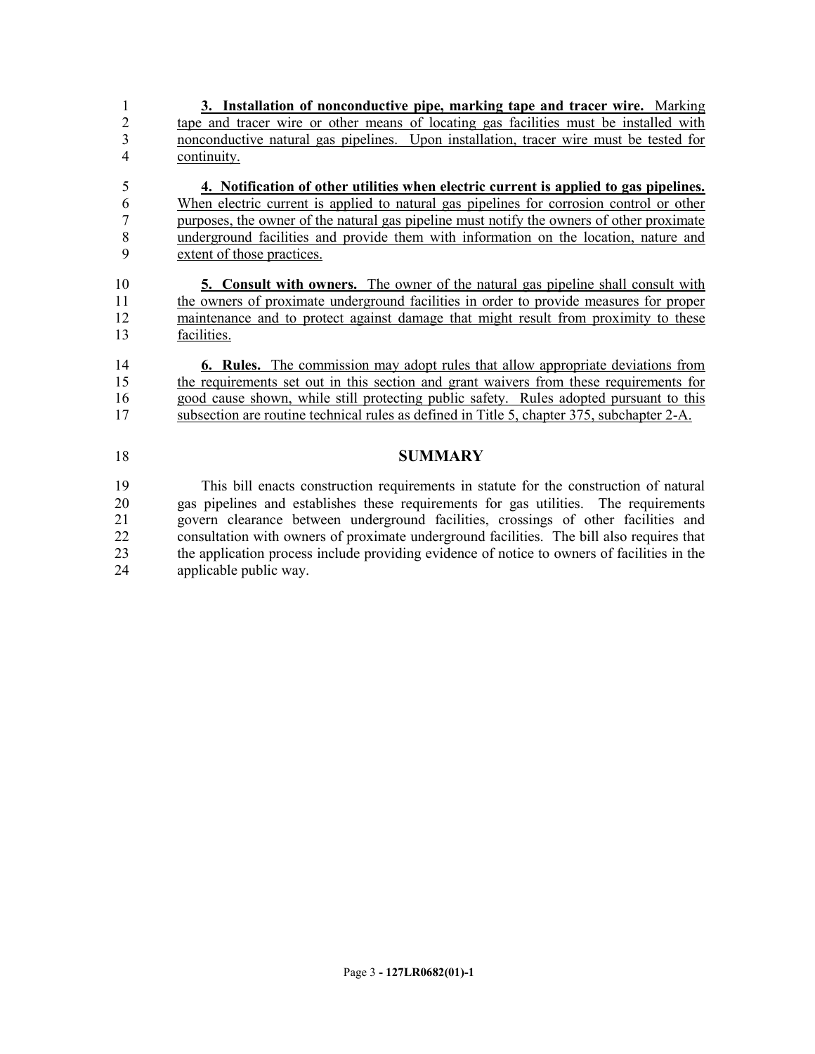**3. Installation of nonconductive pipe, marking tape and tracer wire.** Marking tape and tracer wire or other means of locating gas facilities must be installed with nonconductive natural gas pipelines. Upon installation, tracer wire must be tested for continuity.

**4. Notification of other utilities when electric current is applied to gas pipelines.** When electric current is applied to natural gas pipelines for corrosion control or other purposes, the owner of the natural gas pipeline must notify the owners of other proximate underground facilities and provide them with information on the location, nature and extent of those practices.

**5. Consult with owners.** The owner of the natural gas pipeline shall consult with the owners of proximate underground facilities in order to provide measures for proper maintenance and to protect against damage that might result from proximity to these facilities.

**6. Rules.** The commission may adopt rules that allow appropriate deviations from the requirements set out in this section and grant waivers from these requirements for good cause shown, while still protecting public safety. Rules adopted pursuant to this subsection are routine technical rules as defined in Title 5, chapter 375, subchapter 2-A.

## SUMMARY

This bill enacts construction requirements in statute for the construction of natural gas pipelines and establishes these requirements for gas utilities. The requirements govern clearance between underground facilities, crossings of other facilities and consultation with owners of proximate underground facilities. The bill also requires that the application process include providing evidence of notice to owners of facilities in the applicable public way.